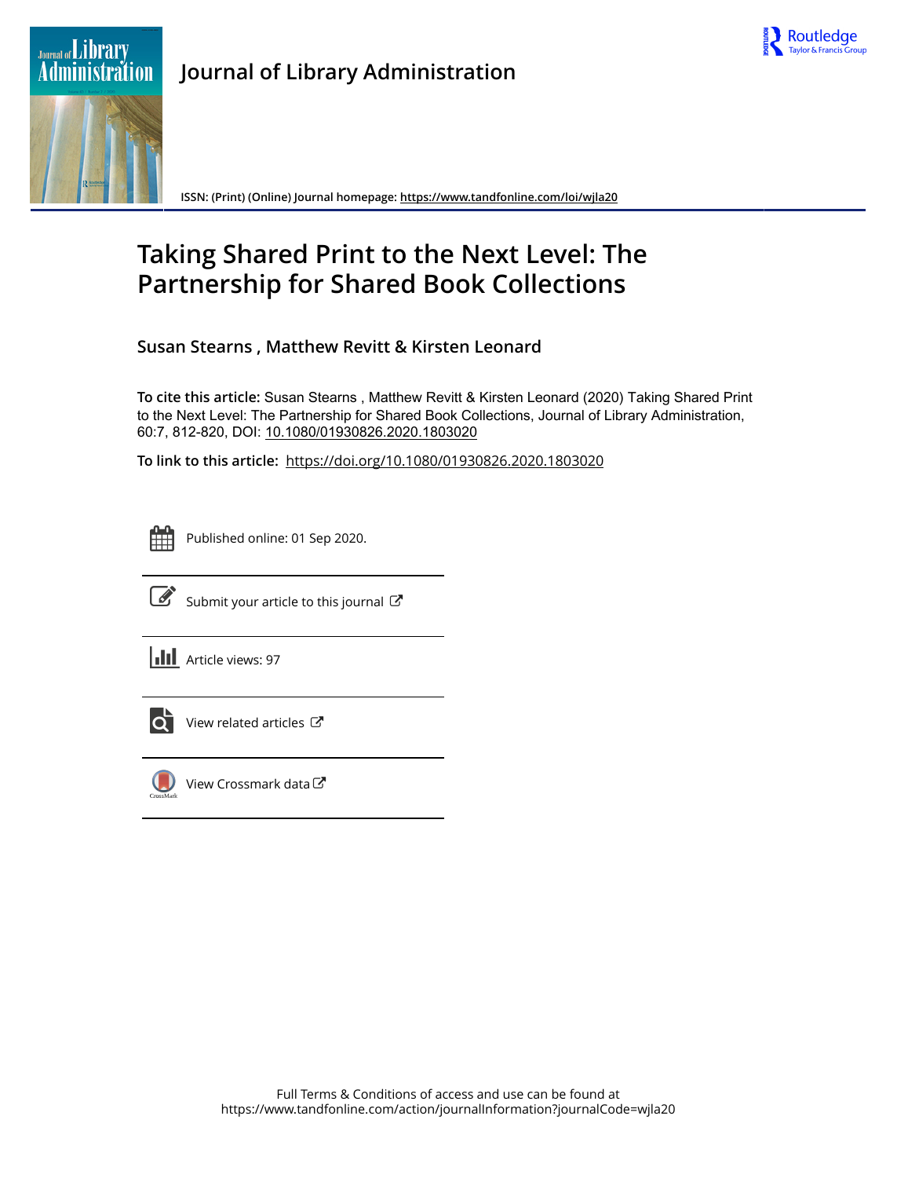Journal of Library Administration

ISSN: (Print) (Online) Journal homepage: https://www.tandfonline.com/loi/wjla20

# Taking Shared Print to the Next Level: The Partnership for Shared Book Collections

**Susan Stearns , Matthew Revitt & Kirsten Leonard**

**To cite this article:** Susan Stearns , Matthew Revitt & Kirsten Leonard (2020) Taking Shared Print to the Next Level: The Partnership for Shared Book Collections, Journal of Library Administration, 60:7, 812-820, DOI: 10.1080/01930826.2020.1803020

**To link to this article:** https://doi.org/10.1080/01930826.2020.1803020

Published online: 01 Sep 2020.

Submit your article to this journal

Article views: 97

View related articles

View Crossmark data

Full Terms & Conditions of access and use can be found at https://www.tandfonline.com/action/journalInformation?journalCode=wjla20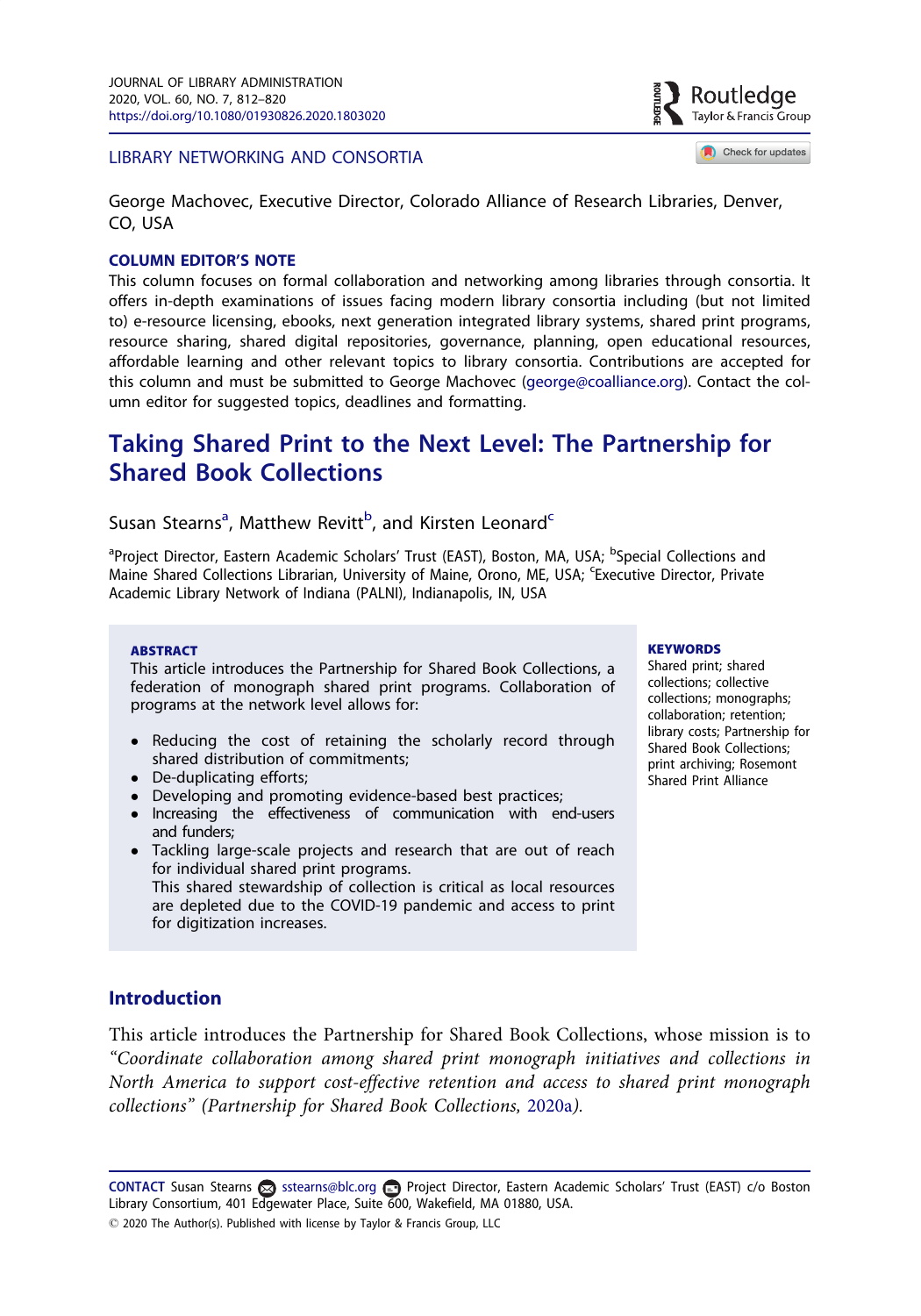LIBRARY NETWORKING AND CONSORTIA

George Machovec, Executive Director, Colorado Alliance of Research Libraries, Denver, CO, USA

**COLUMN EDITOR'S NOTE**

This column focuses on formal collaboration and networking among libraries through consortia. It offers in-depth examinations of issues facing modern library consortia including (but not limited to) e-resource licensing, ebooks, next generation integrated library systems, shared print programs, resource sharing, shared digital repositories, governance, planning, open educational resources, affordable learning and other relevant topics to library consortia. Contributions are accepted for this column and must be submitted to George Machovec (george@coalliance.org). Contact the column editor for suggested topics, deadlines and formatting.

# Taking Shared Print to the Next Level: The Partnership for Shared Book Collections

Susan Stearns[a], Matthew Revitt[b], and Kirsten Leonard[c]

[a]Project Director, Eastern Academic Scholars' Trust (EAST), Boston, MA, USA; [b]Special Collections and Maine Shared Collections Librarian, University of Maine, Orono, ME, USA; [c]Executive Director, Private Academic Library Network of Indiana (PALNI), Indianapolis, IN, USA

**ABSTRACT**

This article introduces the Partnership for Shared Book Collections, a federation of monograph shared print programs. Collaboration of programs at the network level allows for:

- Reducing the cost of retaining the scholarly record through shared distribution of commitments;
- De-duplicating efforts;
- Developing and promoting evidence-based best practices;
- Increasing the effectiveness of communication with end-users and funders;
- Tackling large-scale projects and research that are out of reach for individual shared print programs.
  This shared stewardship of collection is critical as local resources are depleted due to the COVID-19 pandemic and access to print for digitization increases.

**KEYWORDS**

Shared print; shared collections; collective collections; monographs; collaboration; retention; library costs; Partnership for Shared Book Collections; print archiving; Rosemont Shared Print Alliance

## Introduction

This article introduces the Partnership for Shared Book Collections, whose mission is to *"Coordinate collaboration among shared print monograph initiatives and collections in North America to support cost-effective retention and access to shared print monograph collections" (Partnership for Shared Book Collections, 2020a).*

**CONTACT** Susan Stearns sstearns@blc.org Project Director, Eastern Academic Scholars' Trust (EAST) c/o Boston Library Consortium, 401 Edgewater Place, Suite 600, Wakefield, MA 01880, USA.

© 2020 The Author(s). Published with license by Taylor & Francis Group, LLC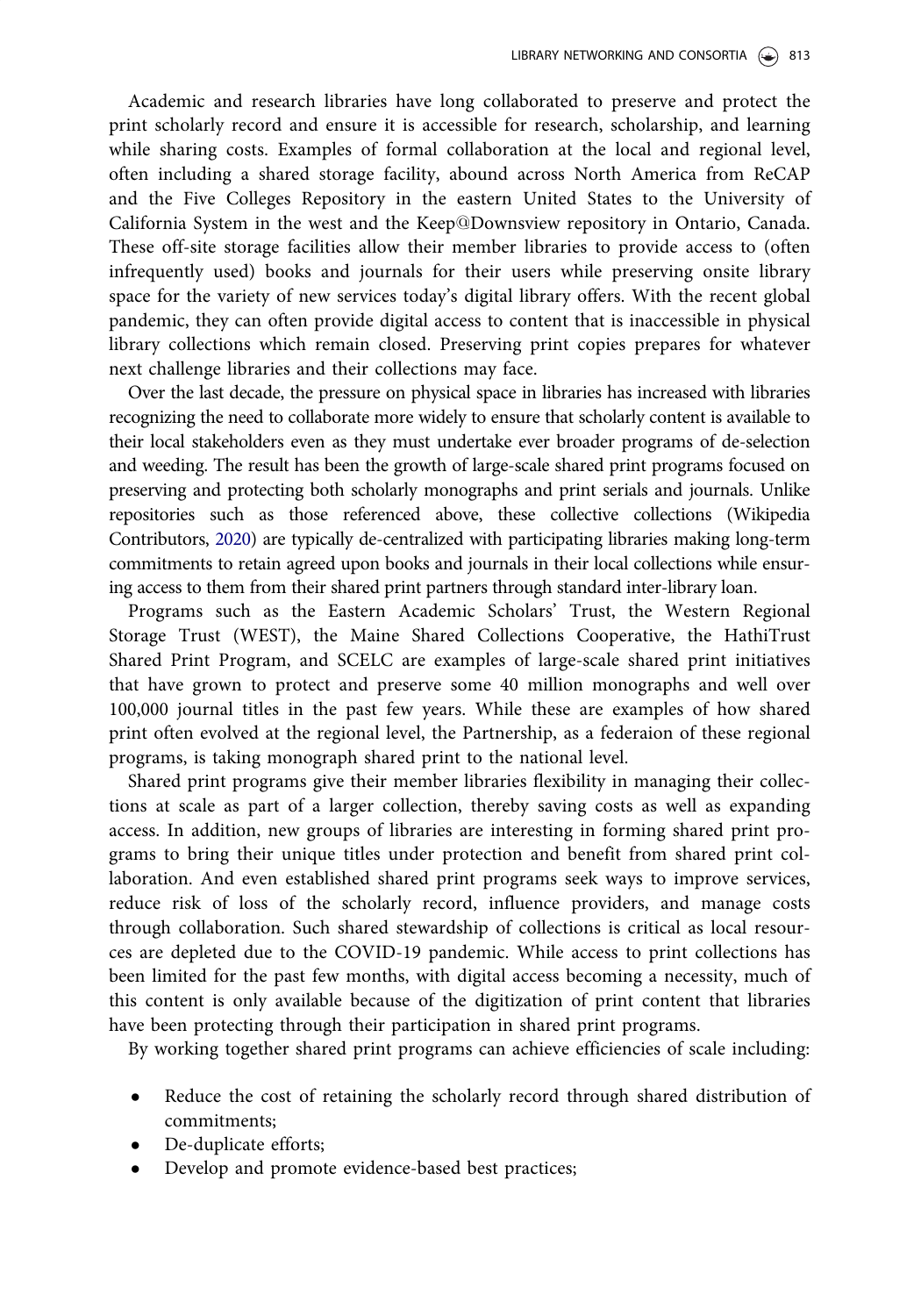Academic and research libraries have long collaborated to preserve and protect the print scholarly record and ensure it is accessible for research, scholarship, and learning while sharing costs. Examples of formal collaboration at the local and regional level, often including a shared storage facility, abound across North America from ReCAP and the Five Colleges Repository in the eastern United States to the University of California System in the west and the Keep@Downsview repository in Ontario, Canada. These off-site storage facilities allow their member libraries to provide access to (often infrequently used) books and journals for their users while preserving onsite library space for the variety of new services today's digital library offers. With the recent global pandemic, they can often provide digital access to content that is inaccessible in physical library collections which remain closed. Preserving print copies prepares for whatever next challenge libraries and their collections may face.

Over the last decade, the pressure on physical space in libraries has increased with libraries recognizing the need to collaborate more widely to ensure that scholarly content is available to their local stakeholders even as they must undertake ever broader programs of de-selection and weeding. The result has been the growth of large-scale shared print programs focused on preserving and protecting both scholarly monographs and print serials and journals. Unlike repositories such as those referenced above, these collective collections (Wikipedia Contributors, 2020) are typically de-centralized with participating libraries making long-term commitments to retain agreed upon books and journals in their local collections while ensuring access to them from their shared print partners through standard inter-library loan.

Programs such as the Eastern Academic Scholars' Trust, the Western Regional Storage Trust (WEST), the Maine Shared Collections Cooperative, the HathiTrust Shared Print Program, and SCELC are examples of large-scale shared print initiatives that have grown to protect and preserve some 40 million monographs and well over 100,000 journal titles in the past few years. While these are examples of how shared print often evolved at the regional level, the Partnership, as a federaion of these regional programs, is taking monograph shared print to the national level.

Shared print programs give their member libraries flexibility in managing their collections at scale as part of a larger collection, thereby saving costs as well as expanding access. In addition, new groups of libraries are interesting in forming shared print programs to bring their unique titles under protection and benefit from shared print collaboration. And even established shared print programs seek ways to improve services, reduce risk of loss of the scholarly record, influence providers, and manage costs through collaboration. Such shared stewardship of collections is critical as local resources are depleted due to the COVID-19 pandemic. While access to print collections has been limited for the past few months, with digital access becoming a necessity, much of this content is only available because of the digitization of print content that libraries have been protecting through their participation in shared print programs.

By working together shared print programs can achieve efficiencies of scale including:

- Reduce the cost of retaining the scholarly record through shared distribution of commitments;
- De-duplicate efforts;
- Develop and promote evidence-based best practices;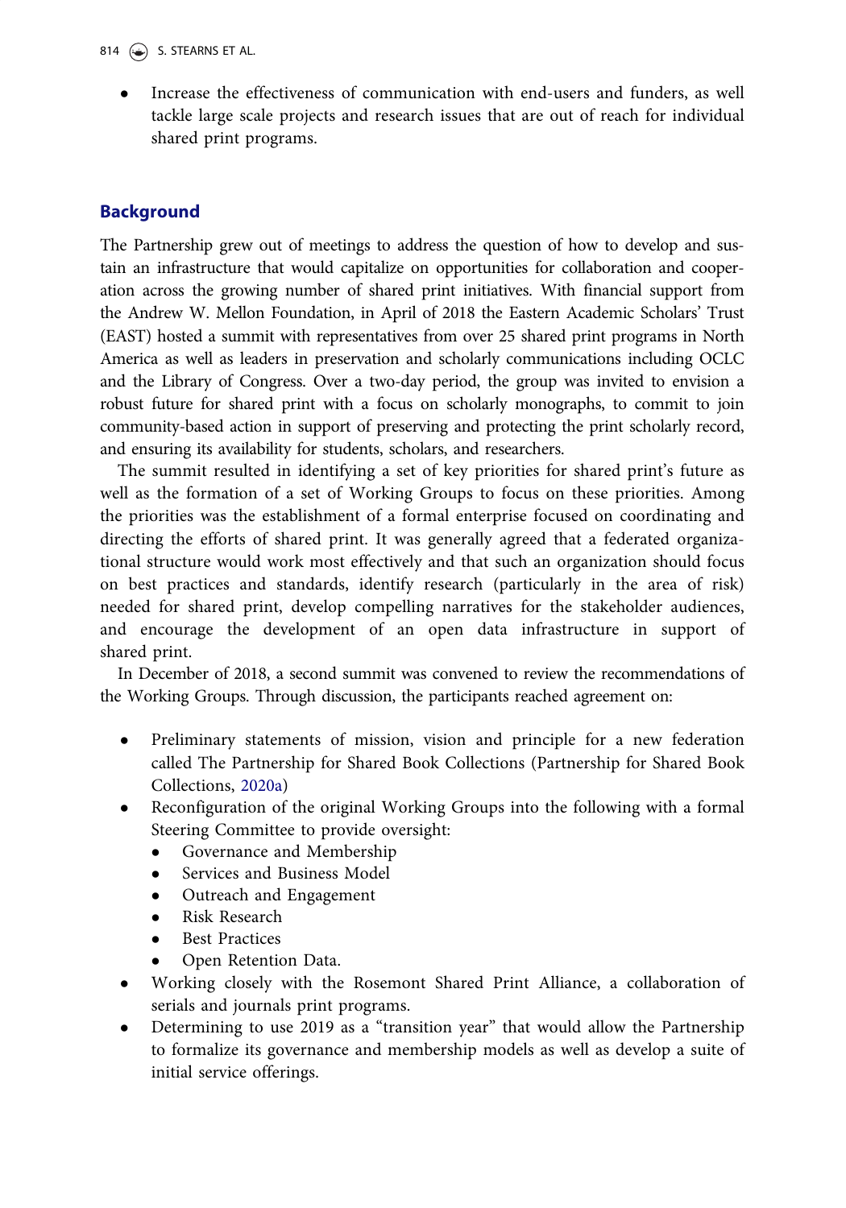- Increase the effectiveness of communication with end-users and funders, as well tackle large scale projects and research issues that are out of reach for individual shared print programs.

## Background

The Partnership grew out of meetings to address the question of how to develop and sustain an infrastructure that would capitalize on opportunities for collaboration and cooperation across the growing number of shared print initiatives. With financial support from the Andrew W. Mellon Foundation, in April of 2018 the Eastern Academic Scholars' Trust (EAST) hosted a summit with representatives from over 25 shared print programs in North America as well as leaders in preservation and scholarly communications including OCLC and the Library of Congress. Over a two-day period, the group was invited to envision a robust future for shared print with a focus on scholarly monographs, to commit to join community-based action in support of preserving and protecting the print scholarly record, and ensuring its availability for students, scholars, and researchers.

The summit resulted in identifying a set of key priorities for shared print's future as well as the formation of a set of Working Groups to focus on these priorities. Among the priorities was the establishment of a formal enterprise focused on coordinating and directing the efforts of shared print. It was generally agreed that a federated organizational structure would work most effectively and that such an organization should focus on best practices and standards, identify research (particularly in the area of risk) needed for shared print, develop compelling narratives for the stakeholder audiences, and encourage the development of an open data infrastructure in support of shared print.

In December of 2018, a second summit was convened to review the recommendations of the Working Groups. Through discussion, the participants reached agreement on:

- Preliminary statements of mission, vision and principle for a new federation called The Partnership for Shared Book Collections (Partnership for Shared Book Collections, 2020a)
- Reconfiguration of the original Working Groups into the following with a formal Steering Committee to provide oversight:
  - Governance and Membership
  - Services and Business Model
  - Outreach and Engagement
  - Risk Research
  - Best Practices
  - Open Retention Data.
- Working closely with the Rosemont Shared Print Alliance, a collaboration of serials and journals print programs.
- Determining to use 2019 as a "transition year" that would allow the Partnership to formalize its governance and membership models as well as develop a suite of initial service offerings.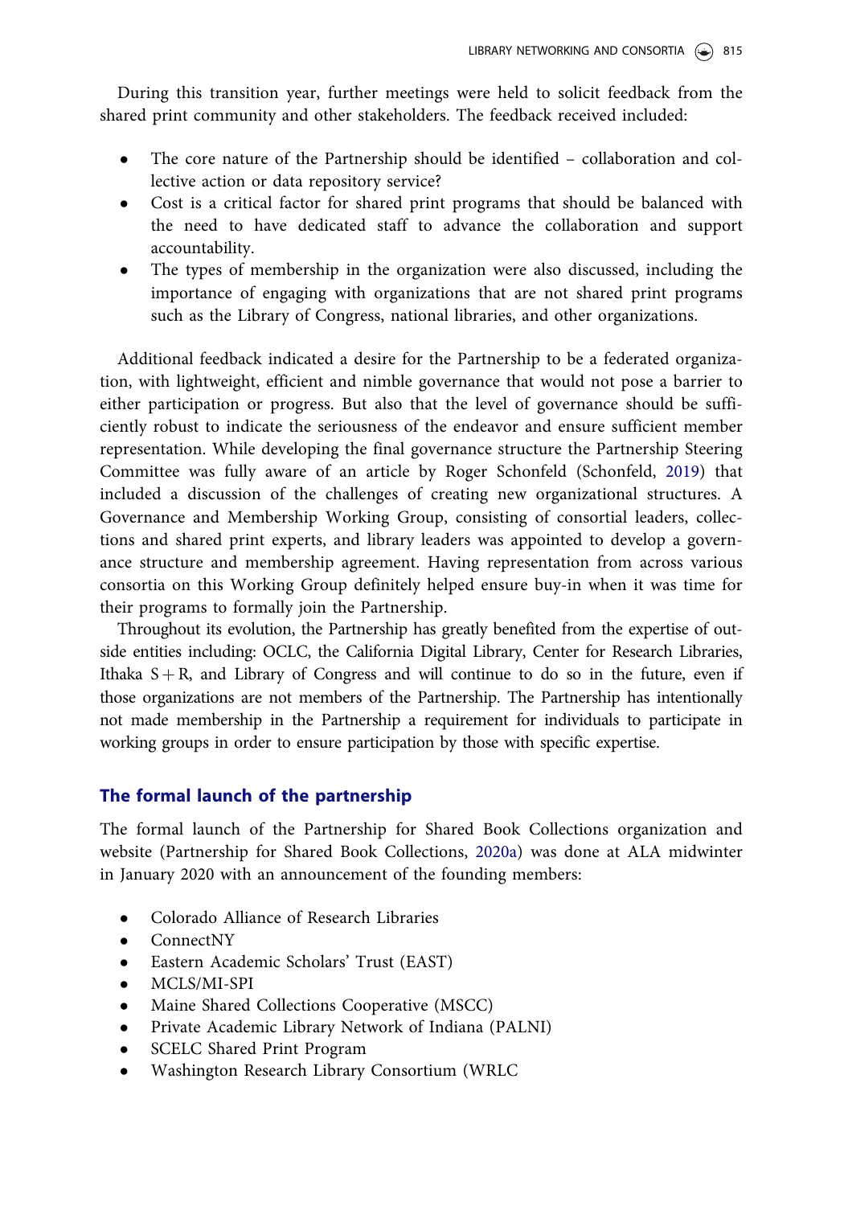During this transition year, further meetings were held to solicit feedback from the shared print community and other stakeholders. The feedback received included:

- The core nature of the Partnership should be identified – collaboration and collective action or data repository service?
- Cost is a critical factor for shared print programs that should be balanced with the need to have dedicated staff to advance the collaboration and support accountability.
- The types of membership in the organization were also discussed, including the importance of engaging with organizations that are not shared print programs such as the Library of Congress, national libraries, and other organizations.

Additional feedback indicated a desire for the Partnership to be a federated organization, with lightweight, efficient and nimble governance that would not pose a barrier to either participation or progress. But also that the level of governance should be sufficiently robust to indicate the seriousness of the endeavor and ensure sufficient member representation. While developing the final governance structure the Partnership Steering Committee was fully aware of an article by Roger Schonfeld (Schonfeld, 2019) that included a discussion of the challenges of creating new organizational structures. A Governance and Membership Working Group, consisting of consortial leaders, collections and shared print experts, and library leaders was appointed to develop a governance structure and membership agreement. Having representation from across various consortia on this Working Group definitely helped ensure buy-in when it was time for their programs to formally join the Partnership.

Throughout its evolution, the Partnership has greatly benefited from the expertise of outside entities including: OCLC, the California Digital Library, Center for Research Libraries, Ithaka S + R, and Library of Congress and will continue to do so in the future, even if those organizations are not members of the Partnership. The Partnership has intentionally not made membership in the Partnership a requirement for individuals to participate in working groups in order to ensure participation by those with specific expertise.

## The formal launch of the partnership

The formal launch of the Partnership for Shared Book Collections organization and website (Partnership for Shared Book Collections, 2020a) was done at ALA midwinter in January 2020 with an announcement of the founding members:

- Colorado Alliance of Research Libraries
- ConnectNY
- Eastern Academic Scholars' Trust (EAST)
- MCLS/MI-SPI
- Maine Shared Collections Cooperative (MSCC)
- Private Academic Library Network of Indiana (PALNI)
- SCELC Shared Print Program
- Washington Research Library Consortium (WRLC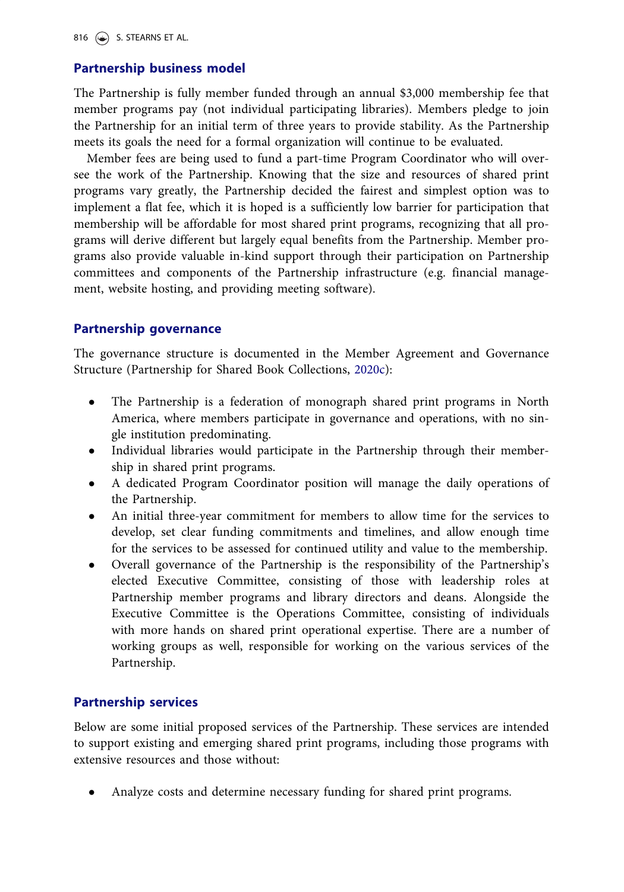## Partnership business model

The Partnership is fully member funded through an annual $3,000 membership fee that member programs pay (not individual participating libraries). Members pledge to join the Partnership for an initial term of three years to provide stability. As the Partnership meets its goals the need for a formal organization will continue to be evaluated.

Member fees are being used to fund a part-time Program Coordinator who will oversee the work of the Partnership. Knowing that the size and resources of shared print programs vary greatly, the Partnership decided the fairest and simplest option was to implement a flat fee, which it is hoped is a sufficiently low barrier for participation that membership will be affordable for most shared print programs, recognizing that all programs will derive different but largely equal benefits from the Partnership. Member programs also provide valuable in-kind support through their participation on Partnership committees and components of the Partnership infrastructure (e.g. financial management, website hosting, and providing meeting software).

## Partnership governance

The governance structure is documented in the Member Agreement and Governance Structure (Partnership for Shared Book Collections, 2020c):

- The Partnership is a federation of monograph shared print programs in North America, where members participate in governance and operations, with no single institution predominating.
- Individual libraries would participate in the Partnership through their membership in shared print programs.
- A dedicated Program Coordinator position will manage the daily operations of the Partnership.
- An initial three-year commitment for members to allow time for the services to develop, set clear funding commitments and timelines, and allow enough time for the services to be assessed for continued utility and value to the membership.
- Overall governance of the Partnership is the responsibility of the Partnership's elected Executive Committee, consisting of those with leadership roles at Partnership member programs and library directors and deans. Alongside the Executive Committee is the Operations Committee, consisting of individuals with more hands on shared print operational expertise. There are a number of working groups as well, responsible for working on the various services of the Partnership.

## Partnership services

Below are some initial proposed services of the Partnership. These services are intended to support existing and emerging shared print programs, including those programs with extensive resources and those without:

- Analyze costs and determine necessary funding for shared print programs.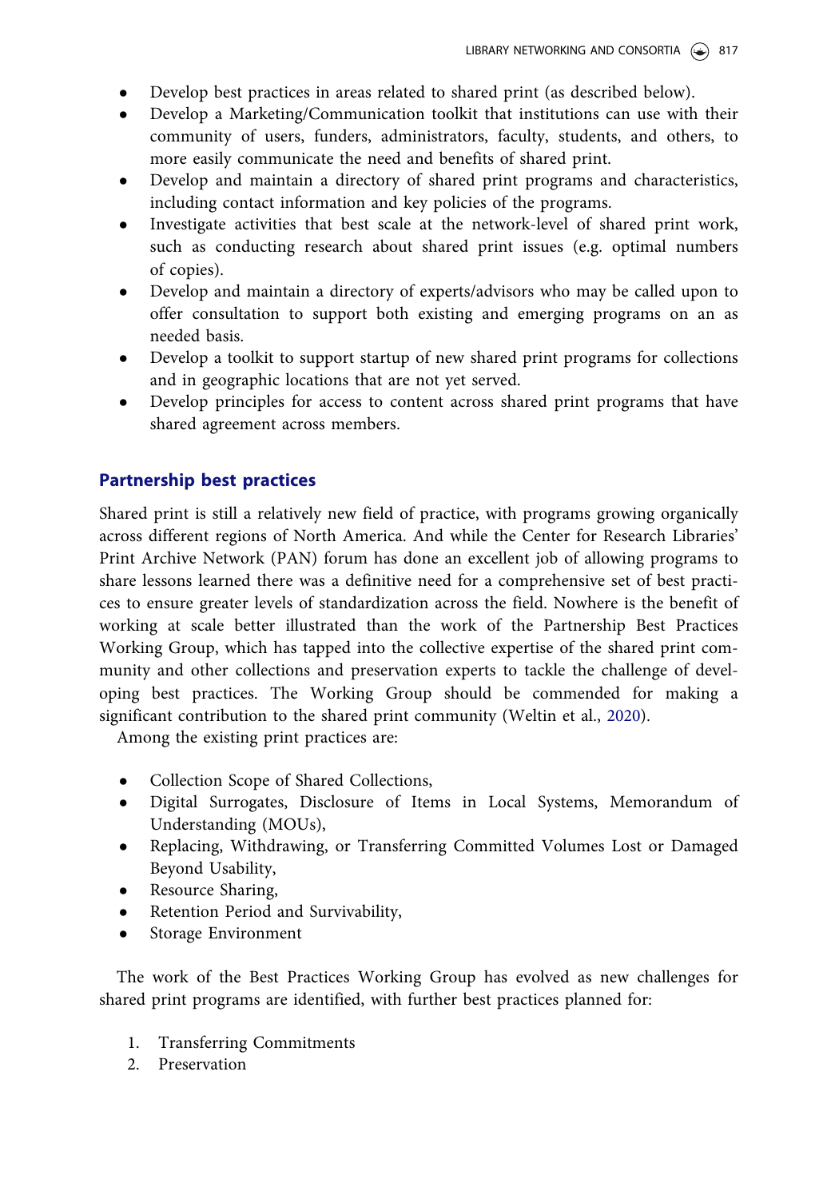- Develop best practices in areas related to shared print (as described below).
- Develop a Marketing/Communication toolkit that institutions can use with their community of users, funders, administrators, faculty, students, and others, to more easily communicate the need and benefits of shared print.
- Develop and maintain a directory of shared print programs and characteristics, including contact information and key policies of the programs.
- Investigate activities that best scale at the network-level of shared print work, such as conducting research about shared print issues (e.g. optimal numbers of copies).
- Develop and maintain a directory of experts/advisors who may be called upon to offer consultation to support both existing and emerging programs on an as needed basis.
- Develop a toolkit to support startup of new shared print programs for collections and in geographic locations that are not yet served.
- Develop principles for access to content across shared print programs that have shared agreement across members.

## Partnership best practices

Shared print is still a relatively new field of practice, with programs growing organically across different regions of North America. And while the Center for Research Libraries' Print Archive Network (PAN) forum has done an excellent job of allowing programs to share lessons learned there was a definitive need for a comprehensive set of best practices to ensure greater levels of standardization across the field. Nowhere is the benefit of working at scale better illustrated than the work of the Partnership Best Practices Working Group, which has tapped into the collective expertise of the shared print community and other collections and preservation experts to tackle the challenge of developing best practices. The Working Group should be commended for making a significant contribution to the shared print community (Weltin et al., 2020).

Among the existing print practices are:

- Collection Scope of Shared Collections,
- Digital Surrogates, Disclosure of Items in Local Systems, Memorandum of Understanding (MOUs),
- Replacing, Withdrawing, or Transferring Committed Volumes Lost or Damaged Beyond Usability,
- Resource Sharing,
- Retention Period and Survivability,
- Storage Environment

The work of the Best Practices Working Group has evolved as new challenges for shared print programs are identified, with further best practices planned for:

1. Transferring Commitments
2. Preservation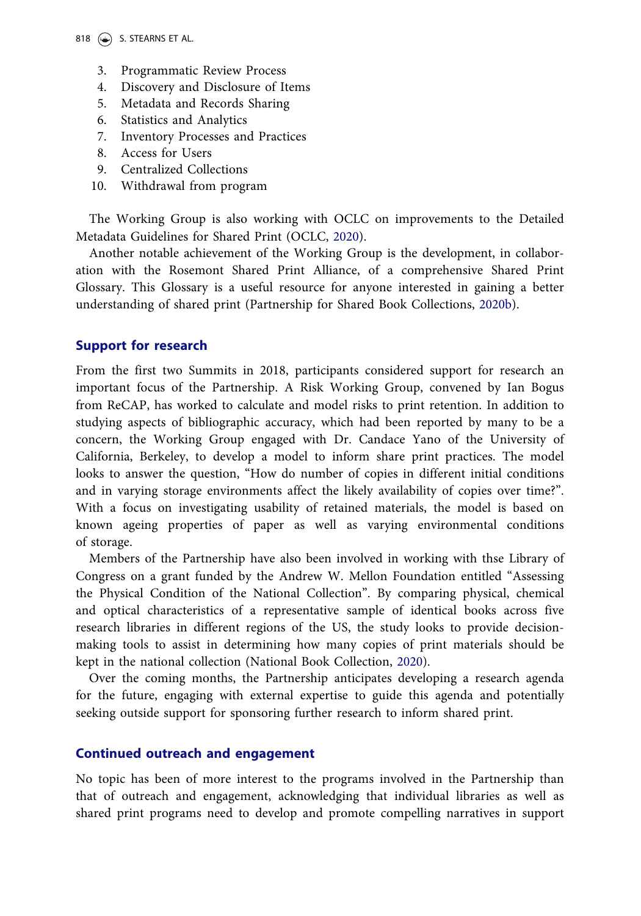3. Programmatic Review Process
4. Discovery and Disclosure of Items
5. Metadata and Records Sharing
6. Statistics and Analytics
7. Inventory Processes and Practices
8. Access for Users
9. Centralized Collections
10. Withdrawal from program

The Working Group is also working with OCLC on improvements to the Detailed Metadata Guidelines for Shared Print (OCLC, 2020).

Another notable achievement of the Working Group is the development, in collaboration with the Rosemont Shared Print Alliance, of a comprehensive Shared Print Glossary. This Glossary is a useful resource for anyone interested in gaining a better understanding of shared print (Partnership for Shared Book Collections, 2020b).

## Support for research

From the first two Summits in 2018, participants considered support for research an important focus of the Partnership. A Risk Working Group, convened by Ian Bogus from ReCAP, has worked to calculate and model risks to print retention. In addition to studying aspects of bibliographic accuracy, which had been reported by many to be a concern, the Working Group engaged with Dr. Candace Yano of the University of California, Berkeley, to develop a model to inform share print practices. The model looks to answer the question, "How do number of copies in different initial conditions and in varying storage environments affect the likely availability of copies over time?". With a focus on investigating usability of retained materials, the model is based on known ageing properties of paper as well as varying environmental conditions of storage.

Members of the Partnership have also been involved in working with thse Library of Congress on a grant funded by the Andrew W. Mellon Foundation entitled "Assessing the Physical Condition of the National Collection". By comparing physical, chemical and optical characteristics of a representative sample of identical books across five research libraries in different regions of the US, the study looks to provide decision-making tools to assist in determining how many copies of print materials should be kept in the national collection (National Book Collection, 2020).

Over the coming months, the Partnership anticipates developing a research agenda for the future, engaging with external expertise to guide this agenda and potentially seeking outside support for sponsoring further research to inform shared print.

## Continued outreach and engagement

No topic has been of more interest to the programs involved in the Partnership than that of outreach and engagement, acknowledging that individual libraries as well as shared print programs need to develop and promote compelling narratives in support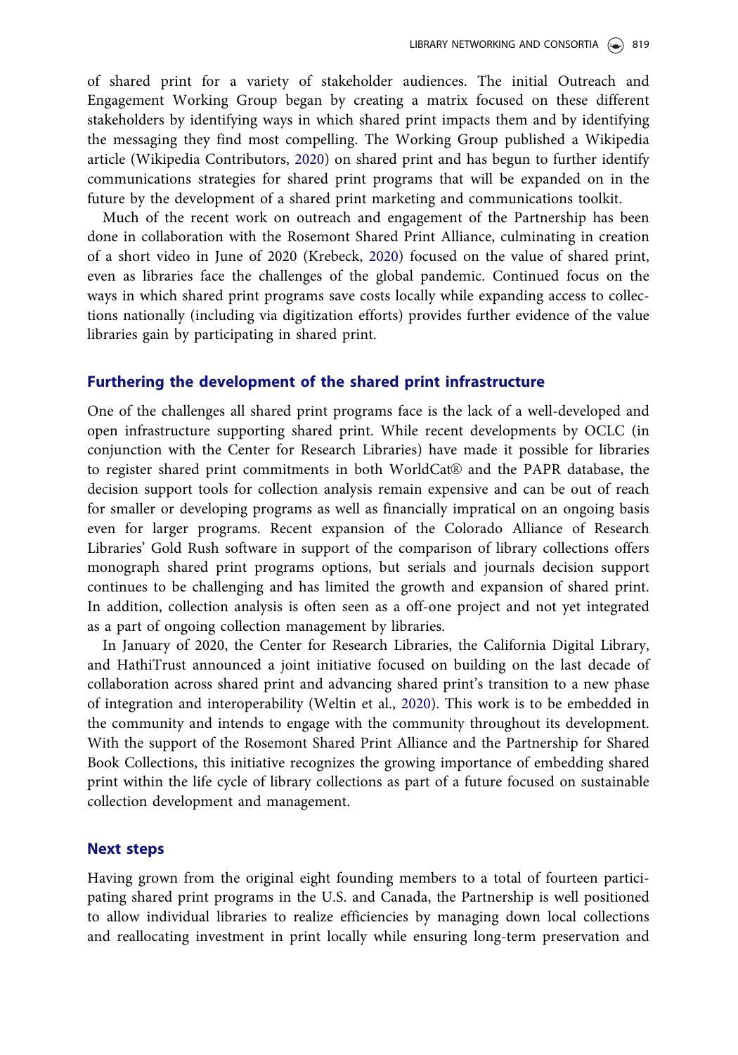of shared print for a variety of stakeholder audiences. The initial Outreach and Engagement Working Group began by creating a matrix focused on these different stakeholders by identifying ways in which shared print impacts them and by identifying the messaging they find most compelling. The Working Group published a Wikipedia article (Wikipedia Contributors, 2020) on shared print and has begun to further identify communications strategies for shared print programs that will be expanded on in the future by the development of a shared print marketing and communications toolkit.

Much of the recent work on outreach and engagement of the Partnership has been done in collaboration with the Rosemont Shared Print Alliance, culminating in creation of a short video in June of 2020 (Krebeck, 2020) focused on the value of shared print, even as libraries face the challenges of the global pandemic. Continued focus on the ways in which shared print programs save costs locally while expanding access to collections nationally (including via digitization efforts) provides further evidence of the value libraries gain by participating in shared print.

## Furthering the development of the shared print infrastructure

One of the challenges all shared print programs face is the lack of a well-developed and open infrastructure supporting shared print. While recent developments by OCLC (in conjunction with the Center for Research Libraries) have made it possible for libraries to register shared print commitments in both WorldCat® and the PAPR database, the decision support tools for collection analysis remain expensive and can be out of reach for smaller or developing programs as well as financially impratical on an ongoing basis even for larger programs. Recent expansion of the Colorado Alliance of Research Libraries' Gold Rush software in support of the comparison of library collections offers monograph shared print programs options, but serials and journals decision support continues to be challenging and has limited the growth and expansion of shared print. In addition, collection analysis is often seen as a off-one project and not yet integrated as a part of ongoing collection management by libraries.

In January of 2020, the Center for Research Libraries, the California Digital Library, and HathiTrust announced a joint initiative focused on building on the last decade of collaboration across shared print and advancing shared print's transition to a new phase of integration and interoperability (Weltin et al., 2020). This work is to be embedded in the community and intends to engage with the community throughout its development. With the support of the Rosemont Shared Print Alliance and the Partnership for Shared Book Collections, this initiative recognizes the growing importance of embedding shared print within the life cycle of library collections as part of a future focused on sustainable collection development and management.

## Next steps

Having grown from the original eight founding members to a total of fourteen participating shared print programs in the U.S. and Canada, the Partnership is well positioned to allow individual libraries to realize efficiencies by managing down local collections and reallocating investment in print locally while ensuring long-term preservation and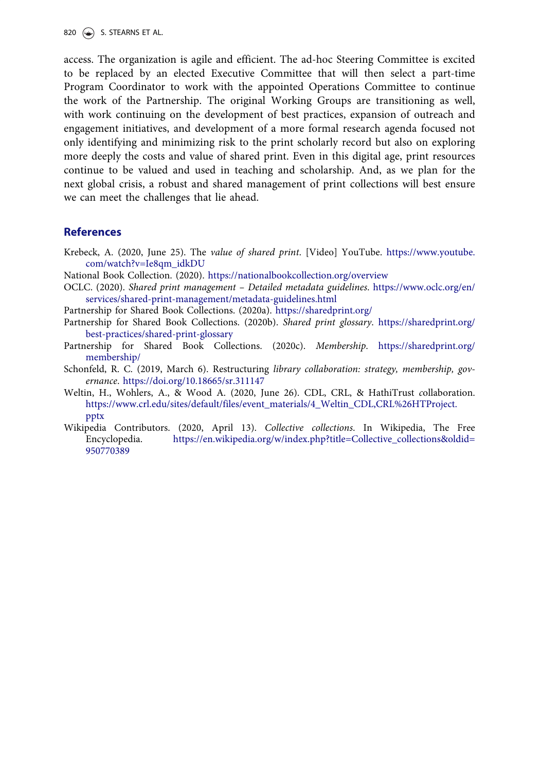access. The organization is agile and efficient. The ad-hoc Steering Committee is excited to be replaced by an elected Executive Committee that will then select a part-time Program Coordinator to work with the appointed Operations Committee to continue the work of the Partnership. The original Working Groups are transitioning as well, with work continuing on the development of best practices, expansion of outreach and engagement initiatives, and development of a more formal research agenda focused not only identifying and minimizing risk to the print scholarly record but also on exploring more deeply the costs and value of shared print. Even in this digital age, print resources continue to be valued and used in teaching and scholarship. And, as we plan for the next global crisis, a robust and shared management of print collections will best ensure we can meet the challenges that lie ahead.

## References

Krebeck, A. (2020, June 25). The *value of shared print*. [Video] YouTube. https://www.youtube.com/watch?v=Ie8qm_idkDU

National Book Collection. (2020). https://nationalbookcollection.org/overview

OCLC. (2020). *Shared print management – Detailed metadata guidelines*. https://www.oclc.org/en/services/shared-print-management/metadata-guidelines.html

Partnership for Shared Book Collections. (2020a). https://sharedprint.org/

Partnership for Shared Book Collections. (2020b). *Shared print glossary*. https://sharedprint.org/best-practices/shared-print-glossary

Partnership for Shared Book Collections. (2020c). *Membership*. https://sharedprint.org/membership/

Schonfeld, R. C. (2019, March 6). Restructuring *library collaboration: strategy, membership, governance*. https://doi.org/10.18665/sr.311147

Weltin, H., Wohlers, A., & Wood A. (2020, June 26). CDL, CRL, & HathiTrust *c*ollaboration. https://www.crl.edu/sites/default/files/event_materials/4_Weltin_CDL,CRL%26HTProject.pptx

Wikipedia Contributors. (2020, April 13). *Collective collections*. In Wikipedia, The Free Encyclopedia. https://en.wikipedia.org/w/index.php?title=Collective_collections&oldid=950770389